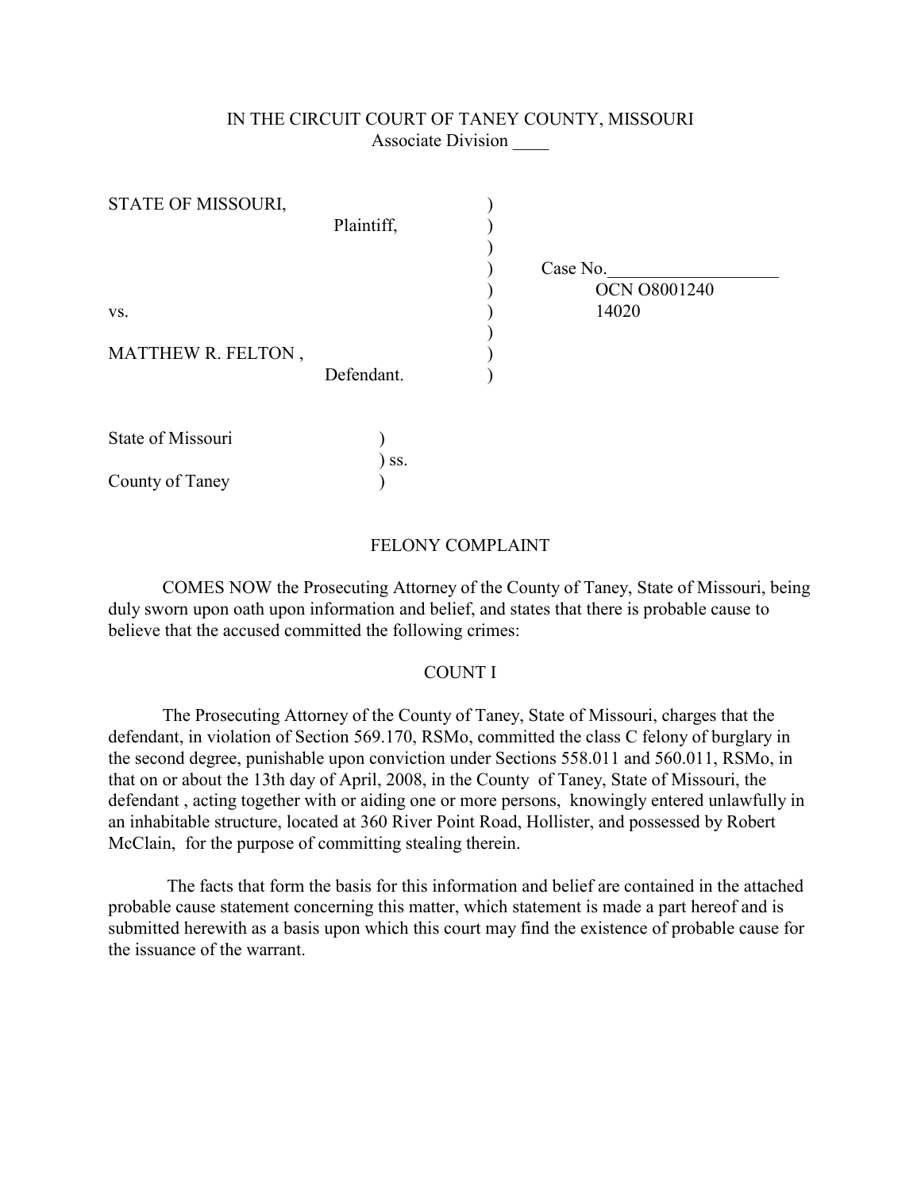IN THE CIRCUIT COURT OF TANEY COUNTY, MISSOURI
Associate Division ____

| | | |
|---|---|---|
| STATE OF MISSOURI, Plaintiff, | ) | |
| | ) | Case No.___________________ |
| | ) | OCN O8001240 |
| vs. | ) | 14020 |
| | ) | |
| MATTHEW R. FELTON , Defendant. | ) | |

State of Missouri )
) ss.
County of Taney )

FELONY COMPLAINT

COMES NOW the Prosecuting Attorney of the County of Taney, State of Missouri, being duly sworn upon oath upon information and belief, and states that there is probable cause to believe that the accused committed the following crimes:

COUNT I

The Prosecuting Attorney of the County of Taney, State of Missouri, charges that the defendant, in violation of Section 569.170, RSMo, committed the class C felony of burglary in the second degree, punishable upon conviction under Sections 558.011 and 560.011, RSMo, in that on or about the 13th day of April, 2008, in the County of Taney, State of Missouri, the defendant , acting together with or aiding one or more persons, knowingly entered unlawfully in an inhabitable structure, located at 360 River Point Road, Hollister, and possessed by Robert McClain, for the purpose of committing stealing therein.

The facts that form the basis for this information and belief are contained in the attached probable cause statement concerning this matter, which statement is made a part hereof and is submitted herewith as a basis upon which this court may find the existence of probable cause for the issuance of the warrant.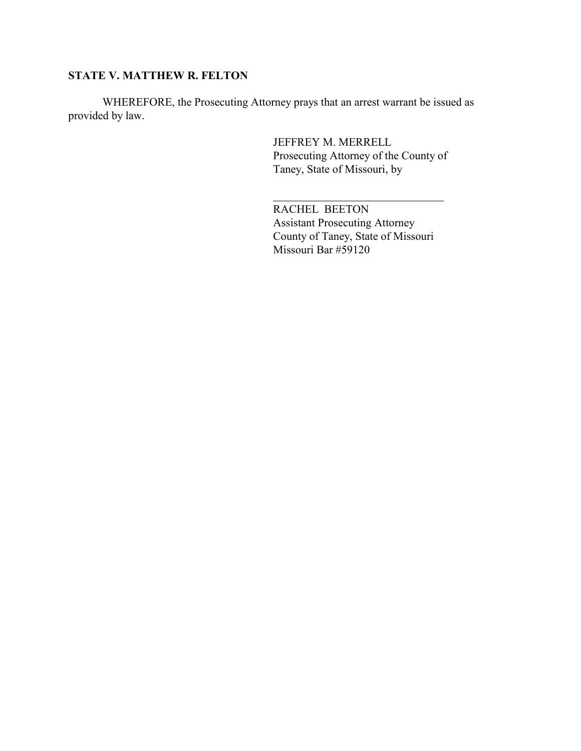**STATE V. MATTHEW R. FELTON**

WHEREFORE, the Prosecuting Attorney prays that an arrest warrant be issued as provided by law.

JEFFREY M. MERRELL
Prosecuting Attorney of the County of Taney, State of Missouri, by

\_\_\_\_\_\_\_\_\_\_\_\_\_\_\_\_\_\_\_\_\_\_\_\_\_\_\_\_\_\_

RACHEL BEETON
Assistant Prosecuting Attorney
County of Taney, State of Missouri
Missouri Bar #59120